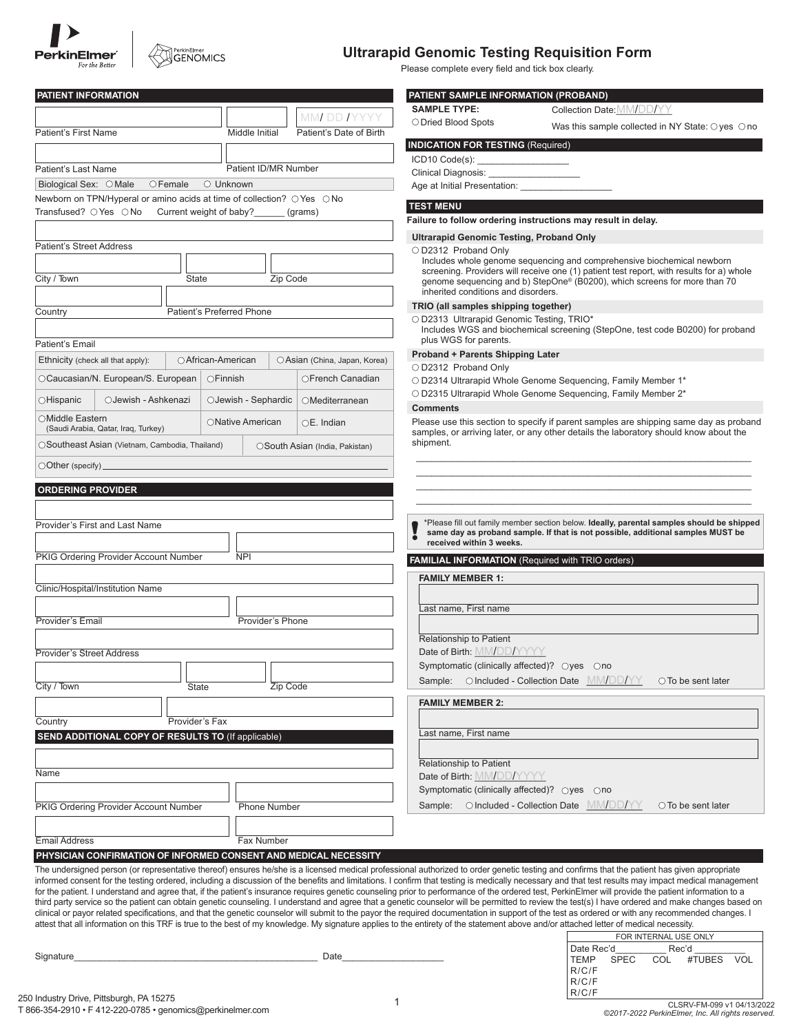PerkinElmer For the Better | PerkinElmer GENOMICS

# Ultrarapid Genomic Testing Requisition Form

Please complete every field and tick box clearly.

## PATIENT INFORMATION

Patient's First Name | Middle Initial | Patient's Date of Birth MM/ DD /YYYY

Patient's Last Name | Patient ID/MR Number

Biological Sex: ○ Male ○ Female ○ Unknown

Newborn on TPN/Hyperal or amino acids at time of collection? ○ Yes ○ No

Transfused? ○ Yes ○ No Current weight of baby?______ (grams)

Patient's Street Address

City / Town | State | Zip Code

Country | Patient's Preferred Phone

Patient's Email

| Ethnicity (check all that apply): | ○ African-American | ○ Asian (China, Japan, Korea) |
|---|---|---|
| ○ Caucasian/N. European/S. European | ○ Finnish | ○ French Canadian |
| ○ Hispanic ○ Jewish - Ashkenazi | ○ Jewish - Sephardic | ○ Mediterranean |
| ○ Middle Eastern (Saudi Arabia, Qatar, Iraq, Turkey) | ○ Native American | ○ E. Indian |
| ○ Southeast Asian (Vietnam, Cambodia, Thailand) | ○ South Asian (India, Pakistan) | |
| ○ Other (specify) ______ | | |

## ORDERING PROVIDER

Provider's First and Last Name

PKIG Ordering Provider Account Number | NPI

Clinic/Hospital/Institution Name

Provider's Email | Provider's Phone

Provider's Street Address

City / Town | State | Zip Code

Country | Provider's Fax

## SEND ADDITIONAL COPY OF RESULTS TO (If applicable)

Name

PKIG Ordering Provider Account Number | Phone Number

Email Address | Fax Number

## PATIENT SAMPLE INFORMATION (PROBAND)

**SAMPLE TYPE:**

○ Dried Blood Spots

Collection Date: MM/DD/YY

Was this sample collected in NY State: ○ yes ○ no

## INDICATION FOR TESTING (Required)

ICD10 Code(s): ________________

Clinical Diagnosis: ________________

Age at Initial Presentation: ________________

## TEST MENU

**Failure to follow ordering instructions may result in delay.**

**Ultrarapid Genomic Testing, Proband Only**

○ D2312 Proband Only
Includes whole genome sequencing and comprehensive biochemical newborn screening. Providers will receive one (1) patient test report, with results for a) whole genome sequencing and b) StepOne® (B0200), which screens for more than 70 inherited conditions and disorders.

**TRIO (all samples shipping together)**

○ D2313 Ultrarapid Genomic Testing, TRIO*
Includes WGS and biochemical screening (StepOne, test code B0200) for proband plus WGS for parents.

**Proband + Parents Shipping Later**

○ D2312 Proband Only

○ D2314 Ultrarapid Whole Genome Sequencing, Family Member 1*

○ D2315 Ultrarapid Whole Genome Sequencing, Family Member 2*

**Comments**

Please use this section to specify if parent samples are shipping same day as proband samples, or arriving later, or any other details the laboratory should know about the shipment.

________________________________________

________________________________________

________________________________________

________________________________________

! *Please fill out family member section below. **Ideally, parental samples should be shipped same day as proband sample. If that is not possible, additional samples MUST be received within 3 weeks.**

## FAMILIAL INFORMATION (Required with TRIO orders)

**FAMILY MEMBER 1:**

Last name, First name

Relationship to Patient

Date of Birth: MM/DD/YYYY

Symptomatic (clinically affected)? ○ yes ○ no

Sample: ○ Included - Collection Date MM/DD/YY ○ To be sent later

**FAMILY MEMBER 2:**

Last name, First name

Relationship to Patient

Date of Birth: MM/DD/YYYY

Symptomatic (clinically affected)? ○ yes ○ no

Sample: ○ Included - Collection Date MM/DD/YY ○ To be sent later

## PHYSICIAN CONFIRMATION OF INFORMED CONSENT AND MEDICAL NECESSITY

The undersigned person (or representative thereof) ensures he/she is a licensed medical professional authorized to order genetic testing and confirms that the patient has given appropriate informed consent for the testing ordered, including a discussion of the benefits and limitations. I confirm that testing is medically necessary and that test results may impact medical management for the patient. I understand and agree that, if the patient's insurance requires genetic counseling prior to performance of the ordered test, PerkinElmer will provide the patient information to a third party service so the patient can obtain genetic counseling. I understand and agree that a genetic counselor will be permitted to review the test(s) I have ordered and make changes based on clinical or payor related specifications, and that the genetic counselor will submit to the payor the required documentation in support of the test as ordered or with any recommended changes. I attest that all information on this TRF is true to the best of my knowledge. My signature applies to the entirety of the statement above and/or attached letter of medical necessity.

Signature________________________________________ Date__________________

| FOR INTERNAL USE ONLY | | | | |
|---|---|---|---|---|
| Date Rec'd________ | | Rec'd ________ | | |
| TEMP | SPEC | COL | #TUBES | VOL |
| R/C/F | | | | |
| R/C/F | | | | |
| R/C/F | | | | |

250 Industry Drive, Pittsburgh, PA 15275
T 866-354-2910 • F 412-220-0785 • genomics@perkinelmer.com

CLSRV-FM-099 v1 04/13/2022
*©2017-2022 PerkinElmer, Inc. All rights reserved.*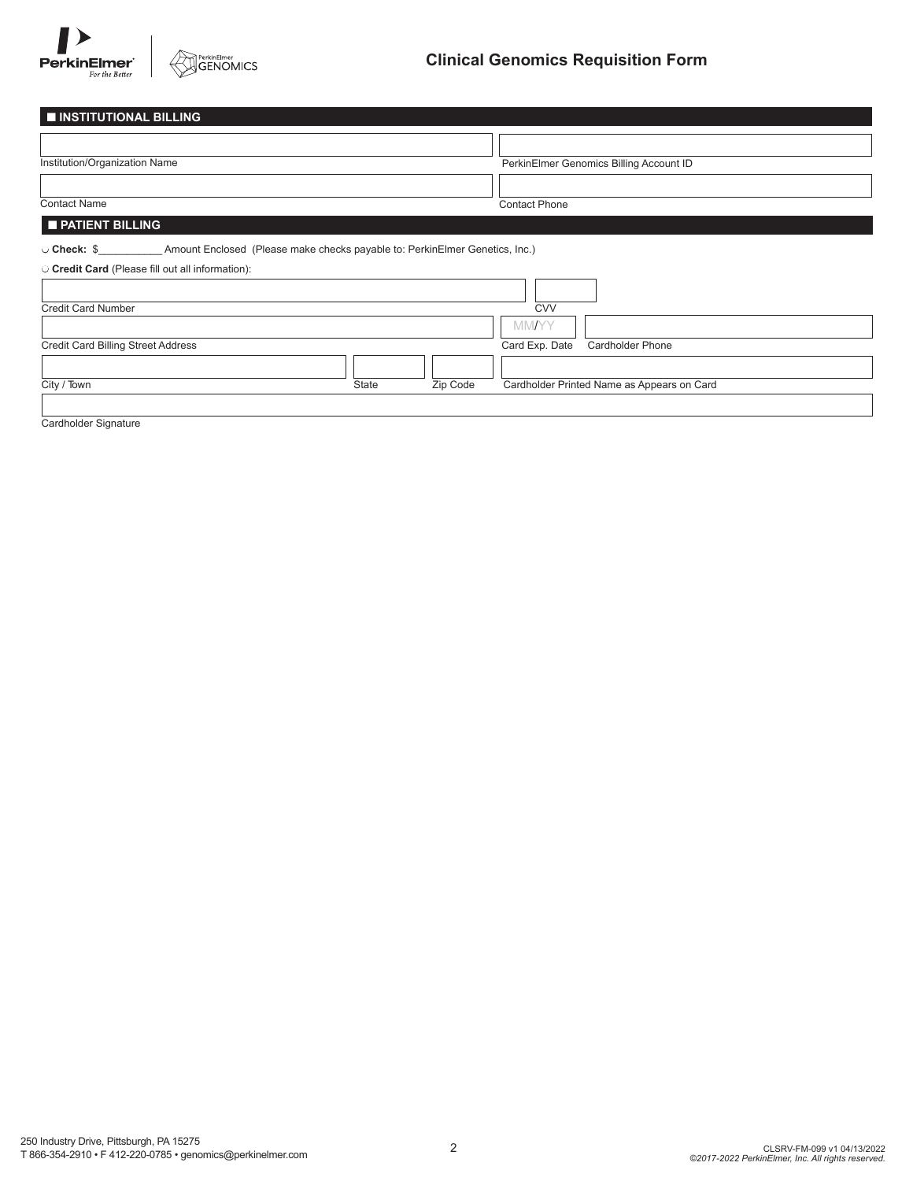## Clinical Genomics Requisition Form

### INSTITUTIONAL BILLING

| | |
|---|---|
| Institution/Organization Name | PerkinElmer Genomics Billing Account ID |
| Contact Name | Contact Phone |

### PATIENT BILLING

◡ **Check:** $___________ Amount Enclosed (Please make checks payable to: PerkinElmer Genetics, Inc.)

◡ **Credit Card** (Please fill out all information):

| | | | |
|---|---|---|---|
| Credit Card Number | | CVV | |
| Credit Card Billing Street Address | | Card Exp. Date (MM/YY) | Cardholder Phone |
| City / Town | State | Zip Code | Cardholder Printed Name as Appears on Card |
| Cardholder Signature | | | |

250 Industry Drive, Pittsburgh, PA 15275
T 866-354-2910 • F 412-220-0785 • genomics@perkinelmer.com

CLSRV-FM-099 v1 04/13/2022
*©2017-2022 PerkinElmer, Inc. All rights reserved.*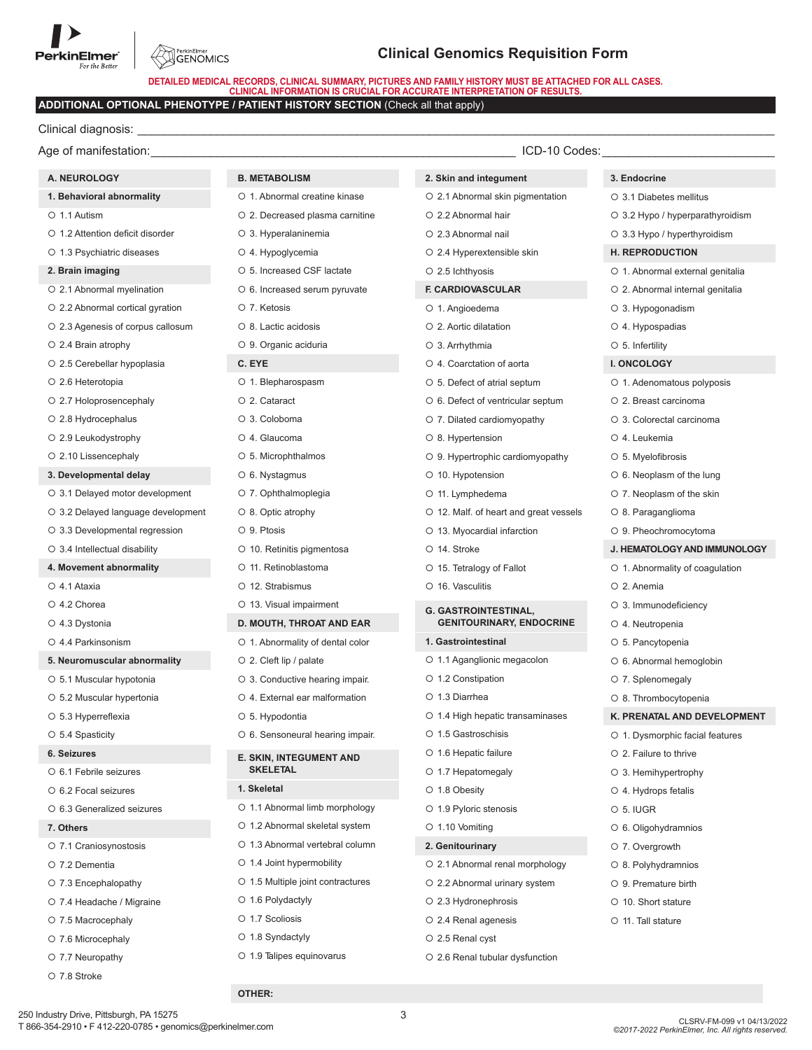# Clinical Genomics Requisition Form

**DETAILED MEDICAL RECORDS, CLINICAL SUMMARY, PICTURES AND FAMILY HISTORY MUST BE ATTACHED FOR ALL CASES. CLINICAL INFORMATION IS CRUCIAL FOR ACCURATE INTERPRETATION OF RESULTS.**

## ADDITIONAL OPTIONAL PHENOTYPE / PATIENT HISTORY SECTION (Check all that apply)

Clinical diagnosis: ______________________________

Age of manifestation: ______________________________ ICD-10 Codes: ______________________________

### A. NEUROLOGY

**1. Behavioral abnormality**
- ○ 1.1 Autism
- ○ 1.2 Attention deficit disorder
- ○ 1.3 Psychiatric diseases

**2. Brain imaging**
- ○ 2.1 Abnormal myelination
- ○ 2.2 Abnormal cortical gyration
- ○ 2.3 Agenesis of corpus callosum
- ○ 2.4 Brain atrophy
- ○ 2.5 Cerebellar hypoplasia
- ○ 2.6 Heterotopia
- ○ 2.7 Holoprosencephaly
- ○ 2.8 Hydrocephalus
- ○ 2.9 Leukodystrophy
- ○ 2.10 Lissencephaly

**3. Developmental delay**
- ○ 3.1 Delayed motor development
- ○ 3.2 Delayed language development
- ○ 3.3 Developmental regression
- ○ 3.4 Intellectual disability

**4. Movement abnormality**
- ○ 4.1 Ataxia
- ○ 4.2 Chorea
- ○ 4.3 Dystonia
- ○ 4.4 Parkinsonism

**5. Neuromuscular abnormality**
- ○ 5.1 Muscular hypotonia
- ○ 5.2 Muscular hypertonia
- ○ 5.3 Hyperreflexia
- ○ 5.4 Spasticity

**6. Seizures**
- ○ 6.1 Febrile seizures
- ○ 6.2 Focal seizures
- ○ 6.3 Generalized seizures

**7. Others**
- ○ 7.1 Craniosynostosis
- ○ 7.2 Dementia
- ○ 7.3 Encephalopathy
- ○ 7.4 Headache / Migraine
- ○ 7.5 Macrocephaly
- ○ 7.6 Microcephaly
- ○ 7.7 Neuropathy
- ○ 7.8 Stroke

### B. METABOLISM
- ○ 1. Abnormal creatine kinase
- ○ 2. Decreased plasma carnitine
- ○ 3. Hyperalaninemia
- ○ 4. Hypoglycemia
- ○ 5. Increased CSF lactate
- ○ 6. Increased serum pyruvate
- ○ 7. Ketosis
- ○ 8. Lactic acidosis
- ○ 9. Organic aciduria

### C. EYE
- ○ 1. Blepharospasm
- ○ 2. Cataract
- ○ 3. Coloboma
- ○ 4. Glaucoma
- ○ 5. Microphthalmos
- ○ 6. Nystagmus
- ○ 7. Ophthalmoplegia
- ○ 8. Optic atrophy
- ○ 9. Ptosis
- ○ 10. Retinitis pigmentosa
- ○ 11. Retinoblastoma
- ○ 12. Strabismus
- ○ 13. Visual impairment

### D. MOUTH, THROAT AND EAR
- ○ 1. Abnormality of dental color
- ○ 2. Cleft lip / palate
- ○ 3. Conductive hearing impair.
- ○ 4. External ear malformation
- ○ 5. Hypodontia
- ○ 6. Sensoneural hearing impair.

### E. SKIN, INTEGUMENT AND SKELETAL

**1. Skeletal**
- ○ 1.1 Abnormal limb morphology
- ○ 1.2 Abnormal skeletal system
- ○ 1.3 Abnormal vertebral column
- ○ 1.4 Joint hypermobility
- ○ 1.5 Multiple joint contractures
- ○ 1.6 Polydactyly
- ○ 1.7 Scoliosis
- ○ 1.8 Syndactyly
- ○ 1.9 Talipes equinovarus

**2. Skin and integument**
- ○ 2.1 Abnormal skin pigmentation
- ○ 2.2 Abnormal hair
- ○ 2.3 Abnormal nail
- ○ 2.4 Hyperextensible skin
- ○ 2.5 Ichthyosis

### F. CARDIOVASCULAR
- ○ 1. Angioedema
- ○ 2. Aortic dilatation
- ○ 3. Arrhythmia
- ○ 4. Coarctation of aorta
- ○ 5. Defect of atrial septum
- ○ 6. Defect of ventricular septum
- ○ 7. Dilated cardiomyopathy
- ○ 8. Hypertension
- ○ 9. Hypertrophic cardiomyopathy
- ○ 10. Hypotension
- ○ 11. Lymphedema
- ○ 12. Malf. of heart and great vessels
- ○ 13. Myocardial infarction
- ○ 14. Stroke
- ○ 15. Tetralogy of Fallot
- ○ 16. Vasculitis

### G. GASTROINTESTINAL, GENITOURINARY, ENDOCRINE

**1. Gastrointestinal**
- ○ 1.1 Aganglionic megacolon
- ○ 1.2 Constipation
- ○ 1.3 Diarrhea
- ○ 1.4 High hepatic transaminases
- ○ 1.5 Gastroschisis
- ○ 1.6 Hepatic failure
- ○ 1.7 Hepatomegaly
- ○ 1.8 Obesity
- ○ 1.9 Pyloric stenosis
- ○ 1.10 Vomiting

**2. Genitourinary**
- ○ 2.1 Abnormal renal morphology
- ○ 2.2 Abnormal urinary system
- ○ 2.3 Hydronephrosis
- ○ 2.4 Renal agenesis
- ○ 2.5 Renal cyst
- ○ 2.6 Renal tubular dysfunction

**3. Endocrine**
- ○ 3.1 Diabetes mellitus
- ○ 3.2 Hypo / hyperparathyroidism
- ○ 3.3 Hypo / hyperthyroidism

### H. REPRODUCTION
- ○ 1. Abnormal external genitalia
- ○ 2. Abnormal internal genitalia
- ○ 3. Hypogonadism
- ○ 4. Hypospadias
- ○ 5. Infertility

### I. ONCOLOGY
- ○ 1. Adenomatous polyposis
- ○ 2. Breast carcinoma
- ○ 3. Colorectal carcinoma
- ○ 4. Leukemia
- ○ 5. Myelofibrosis
- ○ 6. Neoplasm of the lung
- ○ 7. Neoplasm of the skin
- ○ 8. Paraganglioma
- ○ 9. Pheochromocytoma

### J. HEMATOLOGY AND IMMUNOLOGY
- ○ 1. Abnormality of coagulation
- ○ 2. Anemia
- ○ 3. Immunodeficiency
- ○ 4. Neutropenia
- ○ 5. Pancytopenia
- ○ 6. Abnormal hemoglobin
- ○ 7. Splenomegaly
- ○ 8. Thrombocytopenia

### K. PRENATAL AND DEVELOPMENT
- ○ 1. Dysmorphic facial features
- ○ 2. Failure to thrive
- ○ 3. Hemihypertrophy
- ○ 4. Hydrops fetalis
- ○ 5. IUGR
- ○ 6. Oligohydramnios
- ○ 7. Overgrowth
- ○ 8. Polyhydramnios
- ○ 9. Premature birth
- ○ 10. Short stature
- ○ 11. Tall stature

**OTHER:**

250 Industry Drive, Pittsburgh, PA 15275
T 866-354-2910 • F 412-220-0785 • genomics@perkinelmer.com

CLSRV-FM-099 v1 04/13/2022
*©2017-2022 PerkinElmer, Inc. All rights reserved.*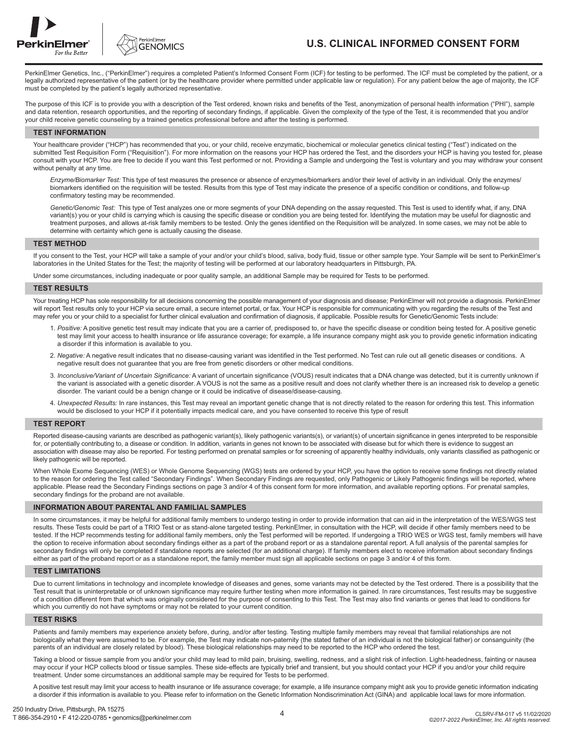# U.S. CLINICAL INFORMED CONSENT FORM

PerkinElmer Genetics, Inc., ("PerkinElmer") requires a completed Patient's Informed Consent Form (ICF) for testing to be performed. The ICF must be completed by the patient, or a legally authorized representative of the patient (or by the healthcare provider where permitted under applicable law or regulation). For any patient below the age of majority, the ICF must be completed by the patient's legally authorized representative.

The purpose of this ICF is to provide you with a description of the Test ordered, known risks and benefits of the Test, anonymization of personal health information ("PHI"), sample and data retention, research opportunities, and the reporting of secondary findings, if applicable. Given the complexity of the type of the Test, it is recommended that you and/or your child receive genetic counseling by a trained genetics professional before and after the testing is performed.

## TEST INFORMATION

Your healthcare provider ("HCP") has recommended that you, or your child, receive enzymatic, biochemical or molecular genetics clinical testing ("Test") indicated on the submitted Test Requisition Form ("Requisition"). For more information on the reasons your HCP has ordered the Test, and the disorders your HCP is having you tested for, please consult with your HCP. You are free to decide if you want this Test performed or not. Providing a Sample and undergoing the Test is voluntary and you may withdraw your consent without penalty at any time.

*Enzyme/Biomarker Test:* This type of test measures the presence or absence of enzymes/biomarkers and/or their level of activity in an individual. Only the enzymes/ biomarkers identified on the requisition will be tested. Results from this type of Test may indicate the presence of a specific condition or conditions, and follow-up confirmatory testing may be recommended.

*Genetic/Genomic Test:* This type of Test analyzes one or more segments of your DNA depending on the assay requested. This Test is used to identify what, if any, DNA variant(s) you or your child is carrying which is causing the specific disease or condition you are being tested for. Identifying the mutation may be useful for diagnostic and treatment purposes, and allows at-risk family members to be tested. Only the genes identified on the Requisition will be analyzed. In some cases, we may not be able to determine with certainty which gene is actually causing the disease.

## TEST METHOD

If you consent to the Test, your HCP will take a sample of your and/or your child's blood, saliva, body fluid, tissue or other sample type. Your Sample will be sent to PerkinElmer's laboratories in the United States for the Test; the majority of testing will be performed at our laboratory headquarters in Pittsburgh, PA.

Under some circumstances, including inadequate or poor quality sample, an additional Sample may be required for Tests to be performed.

## TEST RESULTS

Your treating HCP has sole responsibility for all decisions concerning the possible management of your diagnosis and disease; PerkinElmer will not provide a diagnosis. PerkinElmer will report Test results only to your HCP via secure email, a secure internet portal, or fax. Your HCP is responsible for communicating with you regarding the results of the Test and may refer you or your child to a specialist for further clinical evaluation and confirmation of diagnosis, if applicable. Possible results for Genetic/Genomic Tests include:

1. *Positive:* A positive genetic test result may indicate that you are a carrier of, predisposed to, or have the specific disease or condition being tested for. A positive genetic test may limit your access to health insurance or life assurance coverage; for example, a life insurance company might ask you to provide genetic information indicating a disorder if this information is available to you.
2. *Negative:* A negative result indicates that no disease-causing variant was identified in the Test performed. No Test can rule out all genetic diseases or conditions. A negative result does not guarantee that you are free from genetic disorders or other medical conditions.
3. *Inconclusive/Variant of Uncertain Significance:* A variant of uncertain significance (VOUS) result indicates that a DNA change was detected, but it is currently unknown if the variant is associated with a genetic disorder. A VOUS is not the same as a positive result and does not clarify whether there is an increased risk to develop a genetic disorder. The variant could be a benign change or it could be indicative of disease/disease-causing.
4. *Unexpected Results:* In rare instances, this Test may reveal an important genetic change that is not directly related to the reason for ordering this test. This information would be disclosed to your HCP if it potentially impacts medical care, and you have consented to receive this type of result

## TEST REPORT

Reported disease-causing variants are described as pathogenic variant(s), likely pathogenic variants(s), or variant(s) of uncertain significance in genes interpreted to be responsible for, or potentially contributing to, a disease or condition. In addition, variants in genes not known to be associated with disease but for which there is evidence to suggest an association with disease may also be reported. For testing performed on prenatal samples or for screening of apparently healthy individuals, only variants classified as pathogenic or likely pathogenic will be reported.

When Whole Exome Sequencing (WES) or Whole Genome Sequencing (WGS) tests are ordered by your HCP, you have the option to receive some findings not directly related to the reason for ordering the Test called "Secondary Findings". When Secondary Findings are requested, only Pathogenic or Likely Pathogenic findings will be reported, where applicable. Please read the Secondary Findings sections on page 3 and/or 4 of this consent form for more information, and available reporting options. For prenatal samples, secondary findings for the proband are not available.

## INFORMATION ABOUT PARENTAL AND FAMILIAL SAMPLES

In some circumstances, it may be helpful for additional family members to undergo testing in order to provide information that can aid in the interpretation of the WES/WGS test results. These Tests could be part of a TRIO Test or as stand-alone targeted testing. PerkinElmer, in consultation with the HCP, will decide if other family members need to be tested. If the HCP recommends testing for additional family members, only the Test performed will be reported. If undergoing a TRIO WES or WGS test, family members will have the option to receive information about secondary findings either as a part of the proband report or as a standalone parental report. A full analysis of the parental samples for secondary findings will only be completed if standalone reports are selected (for an additional charge). If family members elect to receive information about secondary findings either as part of the proband report or as a standalone report, the family member must sign all applicable sections on page 3 and/or 4 of this form.

## TEST LIMITATIONS

Due to current limitations in technology and incomplete knowledge of diseases and genes, some variants may not be detected by the Test ordered. There is a possibility that the Test result that is uninterpretable or of unknown significance may require further testing when more information is gained. In rare circumstances, Test results may be suggestive of a condition different from that which was originally considered for the purpose of consenting to this Test. The Test may also find variants or genes that lead to conditions for which you currently do not have symptoms or may not be related to your current condition.

## TEST RISKS

Patients and family members may experience anxiety before, during, and/or after testing. Testing multiple family members may reveal that familial relationships are not biologically what they were assumed to be. For example, the Test may indicate non-paternity (the stated father of an individual is not the biological father) or consanguinity (the parents of an individual are closely related by blood). These biological relationships may need to be reported to the HCP who ordered the test.

Taking a blood or tissue sample from you and/or your child may lead to mild pain, bruising, swelling, redness, and a slight risk of infection. Light-headedness, fainting or nausea may occur if your HCP collects blood or tissue samples. These side-effects are typically brief and transient, but you should contact your HCP if you and/or your child require treatment. Under some circumstances an additional sample may be required for Tests to be performed.

A positive test result may limit your access to health insurance or life assurance coverage; for example, a life insurance company might ask you to provide genetic information indicating a disorder if this information is available to you. Please refer to information on the Genetic Information Nondiscrimination Act (GINA) and applicable local laws for more information.

250 Industry Drive, Pittsburgh, PA 15275
T 866-354-2910 • F 412-220-0785 • genomics@perkinelmer.com

CLSRV-FM-017 v5 11/02/2020
©2017-2022 PerkinElmer, Inc. All rights reserved.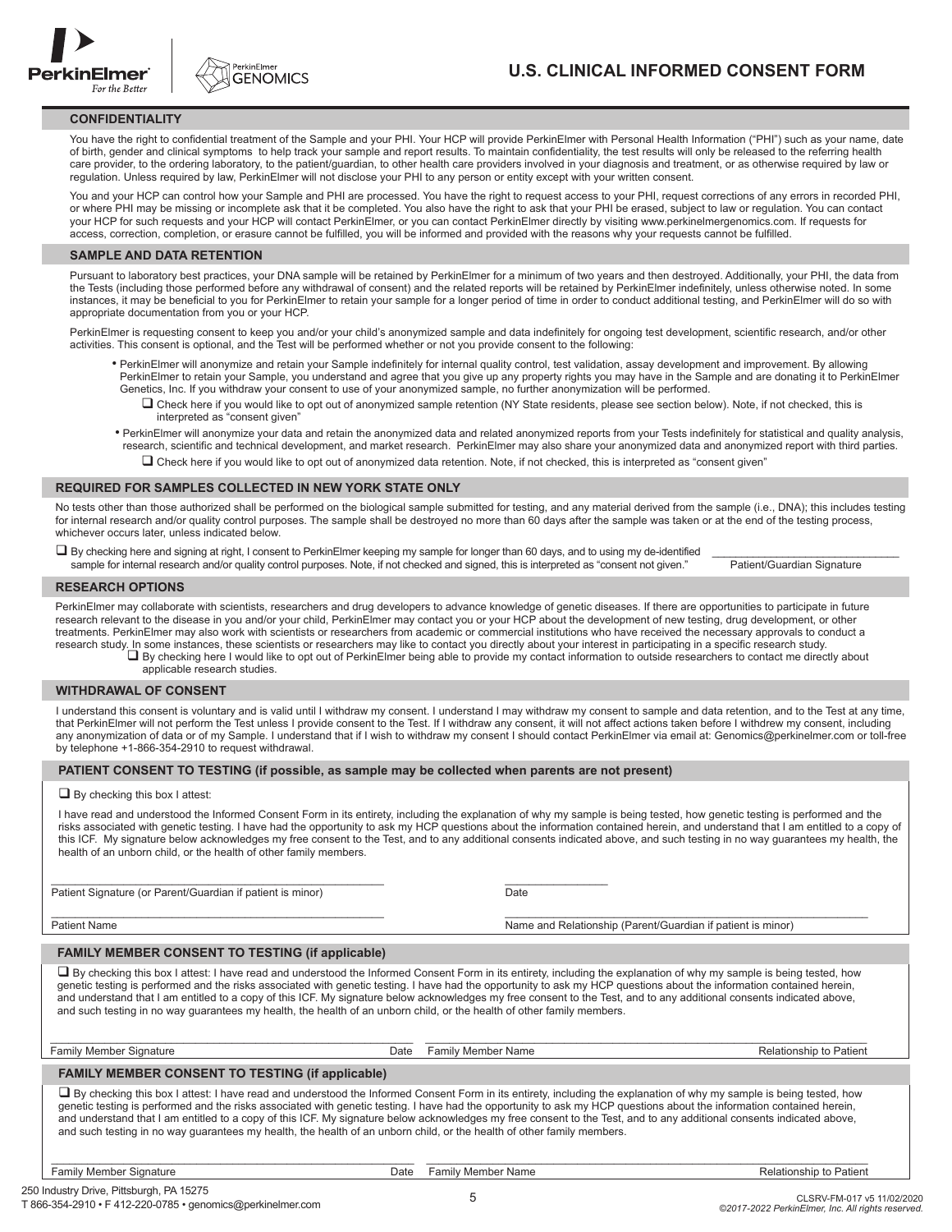# U.S. CLINICAL INFORMED CONSENT FORM

## CONFIDENTIALITY

You have the right to confidential treatment of the Sample and your PHI. Your HCP will provide PerkinElmer with Personal Health Information ("PHI") such as your name, date of birth, gender and clinical symptoms to help track your sample and report results. To maintain confidentiality, the test results will only be released to the referring health care provider, to the ordering laboratory, to the patient/guardian, to other health care providers involved in your diagnosis and treatment, or as otherwise required by law or regulation. Unless required by law, PerkinElmer will not disclose your PHI to any person or entity except with your written consent.

You and your HCP can control how your Sample and PHI are processed. You have the right to request access to your PHI, request corrections of any errors in recorded PHI, or where PHI may be missing or incomplete ask that it be completed. You also have the right to ask that your PHI be erased, subject to law or regulation. You can contact your HCP for such requests and your HCP will contact PerkinElmer, or you can contact PerkinElmer directly by visiting www.perkinelmergenomics.com. If requests for access, correction, completion, or erasure cannot be fulfilled, you will be informed and provided with the reasons why your requests cannot be fulfilled.

## SAMPLE AND DATA RETENTION

Pursuant to laboratory best practices, your DNA sample will be retained by PerkinElmer for a minimum of two years and then destroyed. Additionally, your PHI, the data from the Tests (including those performed before any withdrawal of consent) and the related reports will be retained by PerkinElmer indefinitely, unless otherwise noted. In some instances, it may be beneficial to you for PerkinElmer to retain your sample for a longer period of time in order to conduct additional testing, and PerkinElmer will do so with appropriate documentation from you or your HCP.

PerkinElmer is requesting consent to keep you and/or your child's anonymized sample and data indefinitely for ongoing test development, scientific research, and/or other activities. This consent is optional, and the Test will be performed whether or not you provide consent to the following:

- PerkinElmer will anonymize and retain your Sample indefinitely for internal quality control, test validation, assay development and improvement. By allowing PerkinElmer to retain your Sample, you understand and agree that you give up any property rights you may have in the Sample and are donating it to PerkinElmer Genetics, Inc. If you withdraw your consent to use of your anonymized sample, no further anonymization will be performed.
  - ☐ Check here if you would like to opt out of anonymized sample retention (NY State residents, please see section below). Note, if not checked, this is interpreted as "consent given"
- PerkinElmer will anonymize your data and retain the anonymized data and related anonymized reports from your Tests indefinitely for statistical and quality analysis, research, scientific and technical development, and market research. PerkinElmer may also share your anonymized data and anonymized report with third parties.
  - ☐ Check here if you would like to opt out of anonymized data retention. Note, if not checked, this is interpreted as "consent given"

## REQUIRED FOR SAMPLES COLLECTED IN NEW YORK STATE ONLY

No tests other than those authorized shall be performed on the biological sample submitted for testing, and any material derived from the sample (i.e., DNA); this includes testing for internal research and/or quality control purposes. The sample shall be destroyed no more than 60 days after the sample was taken or at the end of the testing process, whichever occurs later, unless indicated below.

☐ By checking here and signing at right, I consent to PerkinElmer keeping my sample for longer than 60 days, and to using my de-identified sample for internal research and/or quality control purposes. Note, if not checked and signed, this is interpreted as "consent not given."

______________________________
Patient/Guardian Signature

## RESEARCH OPTIONS

PerkinElmer may collaborate with scientists, researchers and drug developers to advance knowledge of genetic diseases. If there are opportunities to participate in future research relevant to the disease in you and/or your child, PerkinElmer may contact you or your HCP about the development of new testing, drug development, or other treatments. PerkinElmer may also work with scientists or researchers from academic or commercial institutions who have received the necessary approvals to conduct a research study. In some instances, these scientists or researchers may like to contact you directly about your interest in participating in a specific research study.

☐ By checking here I would like to opt out of PerkinElmer being able to provide my contact information to outside researchers to contact me directly about applicable research studies.

## WITHDRAWAL OF CONSENT

I understand this consent is voluntary and is valid until I withdraw my consent. I understand I may withdraw my consent to sample and data retention, and to the Test at any time, that PerkinElmer will not perform the Test unless I provide consent to the Test. If I withdraw any consent, it will not affect actions taken before I withdrew my consent, including any anonymization of data or of my Sample. I understand that if I wish to withdraw my consent I should contact PerkinElmer via email at: Genomics@perkinelmer.com or toll-free by telephone +1-866-354-2910 to request withdrawal.

## PATIENT CONSENT TO TESTING (if possible, as sample may be collected when parents are not present)

☐ By checking this box I attest:

I have read and understood the Informed Consent Form in its entirety, including the explanation of why my sample is being tested, how genetic testing is performed and the risks associated with genetic testing. I have had the opportunity to ask my HCP questions about the information contained herein, and understand that I am entitled to a copy of this ICF. My signature below acknowledges my free consent to the Test, and to any additional consents indicated above, and such testing in no way guarantees my health, the health of an unborn child, or the health of other family members.

______________________________ Patient Signature (or Parent/Guardian if patient is minor)

______________ Date

______________________________ Patient Name

______________________________ Name and Relationship (Parent/Guardian if patient is minor)

## FAMILY MEMBER CONSENT TO TESTING (if applicable)

☐ By checking this box I attest: I have read and understood the Informed Consent Form in its entirety, including the explanation of why my sample is being tested, how genetic testing is performed and the risks associated with genetic testing. I have had the opportunity to ask my HCP questions about the information contained herein, and understand that I am entitled to a copy of this ICF. My signature below acknowledges my free consent to the Test, and to any additional consents indicated above, and such testing in no way guarantees my health, the health of an unborn child, or the health of other family members.

______________________________ Family Member Signature / Date

______________________________ Family Member Name / Relationship to Patient

## FAMILY MEMBER CONSENT TO TESTING (if applicable)

☐ By checking this box I attest: I have read and understood the Informed Consent Form in its entirety, including the explanation of why my sample is being tested, how genetic testing is performed and the risks associated with genetic testing. I have had the opportunity to ask my HCP questions about the information contained herein, and understand that I am entitled to a copy of this ICF. My signature below acknowledges my free consent to the Test, and to any additional consents indicated above, and such testing in no way guarantees my health, the health of an unborn child, or the health of other family members.

______________________________ Family Member Signature / Date

______________________________ Family Member Name / Relationship to Patient

250 Industry Drive, Pittsburgh, PA 15275
T 866-354-2910 • F 412-220-0785 • genomics@perkinelmer.com

CLSRV-FM-017 v5 11/02/2020
*©2017-2022 PerkinElmer, Inc. All rights reserved.*